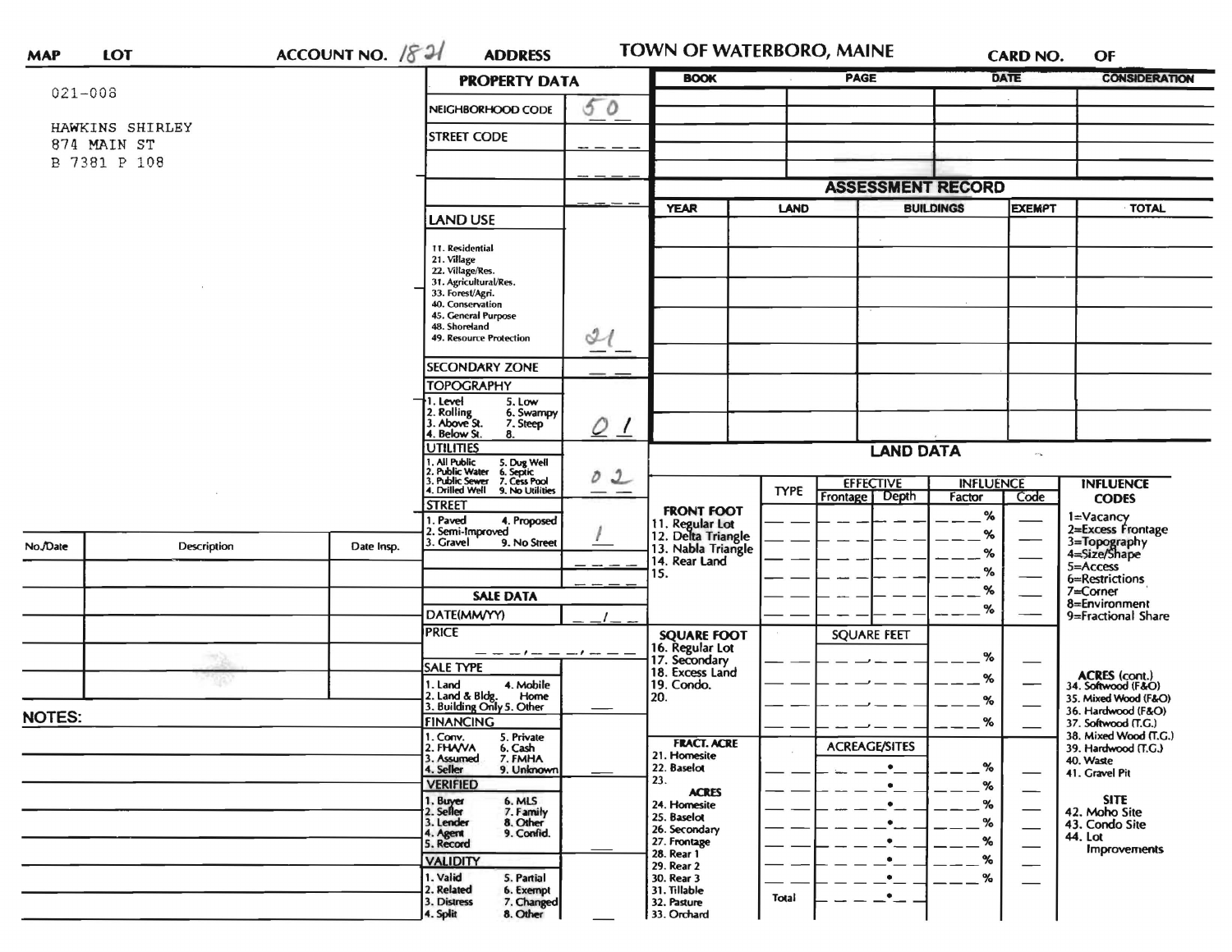MAP LOT ACCOUNT NO. 1821 ADDRESS TOWN OF WATERBORO, MAINE CARD NO. OF

021-008

HAWKINS SHIRLEY
874 MAIN ST
B 7381 P 108

## PROPERTY DATA

| | |
|---|---|
| NEIGHBORHOOD CODE | 50 |
| STREET CODE | |
| LAND USE (11. Residential, 21. Village, 22. Village/Res., 31. Agricultural/Res., 33. Forest/Agri., 40. Conservation, 45. General Purpose, 48. Shoreland, 49. Resource Protection) | 21 |
| SECONDARY ZONE | |
| TOPOGRAPHY (1. Level, 2. Rolling, 3. Above St., 4. Below St., 5. Low, 6. Swampy, 7. Steep, 8.) | 0 1 |
| UTILITIES (1. All Public, 2. Public Water, 3. Public Sewer, 4. Drilled Well, 5. Dug Well, 6. Septic, 7. Cess Pool, 9. No Utilities) | 0 2 |
| STREET (1. Paved, 2. Semi-Improved, 3. Gravel, 4. Proposed, 9. No Street) | 1 |

## SALE DATA

| | |
|---|---|
| DATE(MM/YY) | / |
| PRICE | |
| SALE TYPE (1. Land, 2. Land & Bldg., 3. Building Only, 4. Mobile Home, 5. Other) | |
| FINANCING (1. Conv., 2. FHA/VA, 3. Assumed, 4. Seller, 5. Private, 6. Cash, 7. FMHA, 9. Unknown) | |
| VERIFIED (1. Buyer, 2. Seller, 3. Lender, 4. Agent, 5. Record, 6. MLS, 7. Family, 8. Other, 9. Confid.) | |
| VALIDITY (1. Valid, 2. Related, 3. Distress, 4. Split, 5. Partial, 6. Exempt, 7. Changed, 8. Other) | |

| BOOK | PAGE | DATE | CONSIDERATION |
|---|---|---|---|
| | | | |

## ASSESSMENT RECORD

| YEAR | LAND | BUILDINGS | EXEMPT | TOTAL |
|---|---|---|---|---|
| | | | | |

## LAND DATA

| | TYPE | EFFECTIVE Frontage | EFFECTIVE Depth | INFLUENCE Factor | INFLUENCE Code |
|---|---|---|---|---|---|
| FRONT FOOT: 11. Regular Lot, 12. Delta Triangle, 13. Nabla Triangle, 14. Rear Land, 15. | | | | % | |
| SQUARE FOOT: 16. Regular Lot, 17. Secondary, 18. Excess Land, 19. Condo., 20. | | SQUARE FEET | | % | |
| FRACT. ACRE: 21. Homesite, 22. Baselot, 23. | | ACREAGE/SITES | | % | |
| ACRES: 24. Homesite, 25. Baselot, 26. Secondary, 27. Frontage, 28. Rear 1, 29. Rear 2, 30. Rear 3, 31. Tillable, 32. Pasture, 33. Orchard | Total | | | % | |

INFLUENCE CODES: 1=Vacancy, 2=Excess Frontage, 3=Topography, 4=Size/Shape, 5=Access, 6=Restrictions, 7=Corner, 8=Environment, 9=Fractional Share

ACRES (cont.): 34. Softwood (F&O), 35. Mixed Wood (F&O), 36. Hardwood (F&O), 37. Softwood (T.G.), 38. Mixed Wood (T.G.), 39. Hardwood (T.G.), 40. Waste, 41. Gravel Pit

SITE: 42. Moho Site, 43. Condo Site, 44. Lot Improvements

| No./Date | Description | Date Insp. |
|---|---|---|
| | | |

NOTES: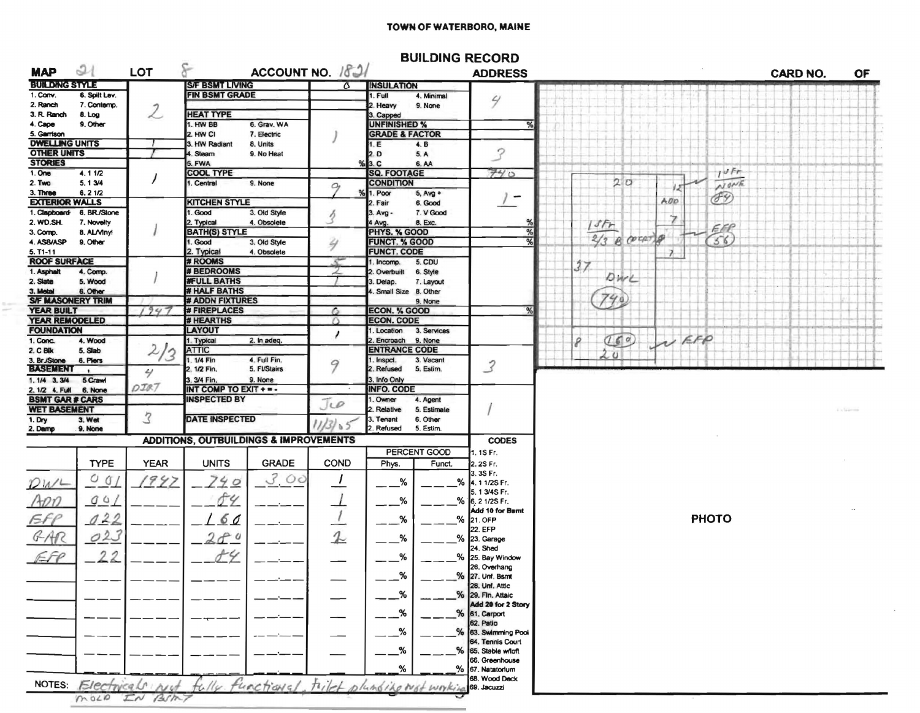**TOWN OF WATERBORO, MAINE**

## BUILDING RECORD

**MAP** 21 **LOT** 8 **ACCOUNT NO.** 1821 **ADDRESS** **CARD NO.** **OF**

| | | | | | |
|---|---|---|---|---|---|
| **BUILDING STYLE** 1. Conv. 6. Split Lev. 2. Ranch 7. Contemp. 3. R. Ranch 8. Log 4. Cape 9. Other 5. Garrison | 2 | **S/F BSMT LIVING** | 0 | **INSULATION** 1. Full 4. Minimal 2. Heavy 9. None 3. Capped | 4 |
| **DWELLING UNITS** | 1 | **FIN BSMT GRADE** | | **UNFINISHED %** | % |
| **OTHER UNITS** | 1 | **HEAT TYPE** 1. HW BB 6. Grav. WA 2. HW CI 7. Electric 3. HW Radiant 8. Units 4. Steam 9. No Heat 5. FWA | 1 % | **GRADE & FACTOR** 1. E 4. B 2. D 5. A 3. C 6. AA | 3 |
| **STORIES** 1. One 4. 1 1/2 2. Two 5. 1 3/4 3. Three 6. 2 1/2 | 1 | **COOL TYPE** 1. Central 9. None | 9 % | **SQ. FOOTAGE** | 740 |
| **EXTERIOR WALLS** 1. Clapboard 6. BR/Stone 2. WD.SH. 7. Novelty 3. Comp. 8. AL/Vinyl 4. ASB/ASP 9. Other 5. T1-11 | 1 | **KITCHEN STYLE** 1. Good 3. Old Style 2. Typical 4. Obsolete | 3 | **CONDITION** 1. Poor 5. Avg + 2. Fair 6. Good 3. Avg - 7. V Good 4. Avg. 8. Exc. | 1 - |
| **ROOF SURFACE** 1. Asphalt 4. Comp. 2. Slate 5. Wood 3. Metal 6. Other | 1 | **BATH(S) STYLE** 1. Good 3. Old Style 2. Typical 4. Obsolete | 4 | **PHYS. % GOOD** | % |
| **S/F MASONERY TRIM** | | **# ROOMS** | 5 | **FUNCT. % GOOD** | % |
| **YEAR BUILT** | 1947 | **# BEDROOMS** | 2 | **FUNCT. CODE** 1. Incomp. 5. CDU 2. Overbuilt 6. Style 3. Delap. 7. Layout 4. Small Size 8. Other 9. None | |
| **YEAR REMODELED** | | **#FULL BATHS** | 1 | **ECON. % GOOD** | % |
| **FOUNDATION** 1. Conc. 4. Wood 2. C Blk 5. Slab 3. Br./Stone 8. Piers | 2/3 | **# HALF BATHS** | | **ECON. CODE** 1. Location 3. Services 2. Encroach 9. None | |
| **BASEMENT** 1. 1/4 3. 3/4 5 Crawl 2. 1/2 4. Full 6. None | 4 DIRT | **# ADDN FIXTURES** | | **ENTRANCE CODE** 1. Inspct. 3. Vacant 2. Refused 5. Estim. 3. Info Only | 3 |
| **BSMT GAR # CARS** | | **# FIREPLACES** | 0 | **INFO. CODE** 1. Owner 4. Agent 2. Relative 5. Estimate 3. Tenant 6. Other 2. Refused 5. Estim. | 1 |
| **WET BASEMENT** 1. Dry 3. Wet 2. Damp 9. None | 3 | **# HEARTHS** | 0 | | |
| | | **LAYOUT** 1. Typical 2. In adeq. | 1 | | |
| | | **ATTIC** 1. 1/4 Fin 4. Full Fin. 2. 1/2 Fin. 5. Fl/Stairs 3. 3/4 Fin. 9. None | 9 | | |
| | | **INT COMP TO EXIT + = -** | | | |
| | | **INSPECTED BY** | JLD | | |
| | | **DATE INSPECTED** | 11/3/05 | | |

Sketch: 20; 12; 1SFr NONE (84) ADD; 7; 1SFr 2/3 B (CRAWL) 8; EFP (56); 7; 37 DWL (740); 8 (160) EFP; 20

### ADDITIONS, OUTBUILDINGS & IMPROVEMENTS

| | TYPE | YEAR | UNITS | GRADE | COND | PERCENT GOOD Phys. | Funct. |
|---|---|---|---|---|---|---|---|
| DWL | 001 | 1947 | 740 | 3.00 | 1 | % | % |
| ADD | 001 | | 84 | | 1 | % | % |
| EFP | 022 | | 160 | | 1 | % | % |
| GAR | 023 | | 280 | | 2 | % | % |
| EFP | 22 | | 84 | | | % | % |
| | | | | | | % | % |
| | | | | | | % | % |
| | | | | | | % | % |
| | | | | | | % | % |
| | | | | | | % | % |
| | | | | | | % | % |

**CODES**
1. 1S Fr.
2. 2S Fr.
3. 3S Fr.
4. 1 1/2S Fr.
5. 1 3/4S Fr.
6. 2 1/2S Fr.
**Add 10 for Bsmt**
21. OFP
22. EFP
23. Garage
24. Shed
25. Bay Window
26. Overhang
27. Unf. Bsmt
28. Unf. Attic
29. Fin. Attaic
**Add 20 for 2 Story**
61. Carport
62. Patio
63. Swimming Pool
64. Tennis Court
65. Stable w/loft
66. Greenhouse
67. Natatorium
68. Wood Deck
69. Jacuzzi

**PHOTO**

NOTES: Electricals not fully functional, toilet plumbing not working
MOLD IN BSMT